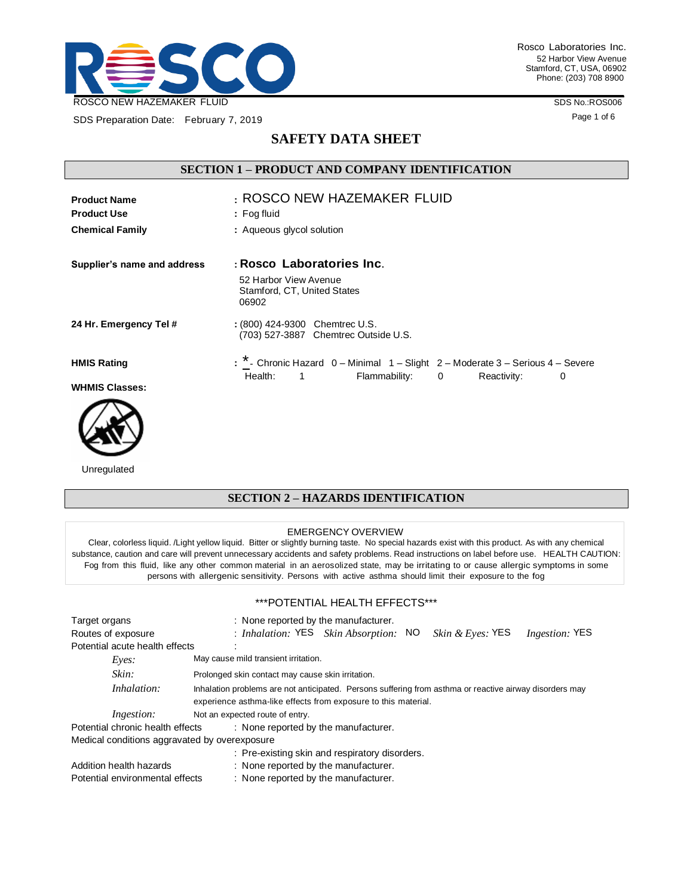ROSCO NEW HAZEMAKER FLUID

SDS Preparation Date: February 7, 2019

SDS No.:ROS006

# SAFETY DATA SHEET

## SECTION 1 – PRODUCT AND COMPANY IDENTIFICATION

**Product Name** : ROSCO NEW HAZEMAKER FLUID

**Product Use** : Fog fluid

**Chemical Family** : Aqueous glycol solution

**Supplier's name and address** : **Rosco Laboratories Inc.**
52 Harbor View Avenue
Stamford, CT, United States
06902

**24 Hr. Emergency Tel #** : (800) 424-9300 Chemtrec U.S.
(703) 527-3887 Chemtrec Outside U.S.

**HMIS Rating** : * - Chronic Hazard 0 – Minimal 1 – Slight 2 – Moderate 3 – Serious 4 – Severe

| Health: | 1 | Flammability: | 0 | Reactivity: | 0 |
|---|---|---|---|---|---|

**WHMIS Classes:**

Unregulated

## SECTION 2 – HAZARDS IDENTIFICATION

EMERGENCY OVERVIEW

Clear, colorless liquid. /Light yellow liquid. Bitter or slightly burning taste. No special hazards exist with this product. As with any chemical substance, caution and care will prevent unnecessary accidents and safety problems. Read instructions on label before use. HEALTH CAUTION: Fog from this fluid, like any other common material in an aerosolized state, may be irritating to or cause allergic symptoms in some persons with allergenic sensitivity. Persons with active asthma should limit their exposure to the fog

\*\*\*POTENTIAL HEALTH EFFECTS\*\*\*

Target organs : None reported by the manufacturer.

Routes of exposure : *Inhalation:* YES *Skin Absorption:* NO *Skin & Eyes:* YES *Ingestion:* YES

Potential acute health effects :

- *Eyes:* May cause mild transient irritation.
- *Skin:* Prolonged skin contact may cause skin irritation.
- *Inhalation:* Inhalation problems are not anticipated. Persons suffering from asthma or reactive airway disorders may experience asthma-like effects from exposure to this material.
- *Ingestion:* Not an expected route of entry.

Potential chronic health effects : None reported by the manufacturer.

Medical conditions aggravated by overexposure : Pre-existing skin and respiratory disorders.

Addition health hazards : None reported by the manufacturer.

Potential environmental effects : None reported by the manufacturer.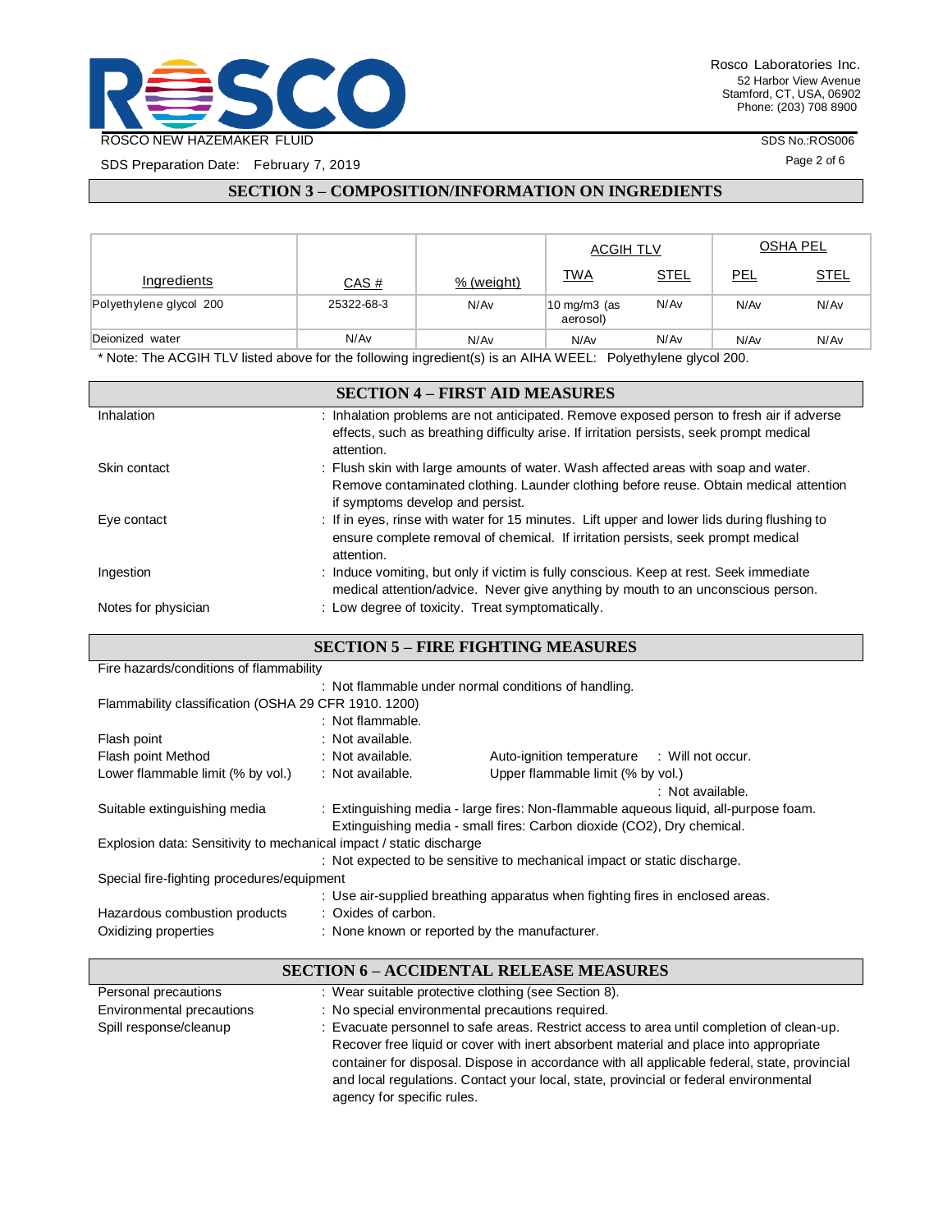## SECTION 3 – COMPOSITION/INFORMATION ON INGREDIENTS

| Ingredients | CAS # | % (weight) | ACGIH TLV | | OSHA PEL | |
|---|---|---|---|---|---|---|
| | | | TWA | STEL | PEL | STEL |
| Polyethylene glycol 200 | 25322-68-3 | N/Av | 10 mg/m3 (as aerosol) | N/Av | N/Av | N/Av |
| Deionized water | N/Av | N/Av | N/Av | N/Av | N/Av | N/Av |

* Note: The ACGIH TLV listed above for the following ingredient(s) is an AIHA WEEL: Polyethylene glycol 200.

## SECTION 4 – FIRST AID MEASURES

Inhalation : Inhalation problems are not anticipated. Remove exposed person to fresh air if adverse effects, such as breathing difficulty arise. If irritation persists, seek prompt medical attention.

Skin contact : Flush skin with large amounts of water. Wash affected areas with soap and water. Remove contaminated clothing. Launder clothing before reuse. Obtain medical attention if symptoms develop and persist.

Eye contact : If in eyes, rinse with water for 15 minutes. Lift upper and lower lids during flushing to ensure complete removal of chemical. If irritation persists, seek prompt medical attention.

Ingestion : Induce vomiting, but only if victim is fully conscious. Keep at rest. Seek immediate medical attention/advice. Never give anything by mouth to an unconscious person.

Notes for physician : Low degree of toxicity. Treat symptomatically.

## SECTION 5 – FIRE FIGHTING MEASURES

Fire hazards/conditions of flammability
: Not flammable under normal conditions of handling.

Flammability classification (OSHA 29 CFR 1910. 1200)
: Not flammable.

Flash point : Not available.

Flash point Method : Not available.

Auto-ignition temperature : Will not occur.

Lower flammable limit (% by vol.) : Not available.

Upper flammable limit (% by vol.) : Not available.

Suitable extinguishing media : Extinguishing media - large fires: Non-flammable aqueous liquid, all-purpose foam. Extinguishing media - small fires: Carbon dioxide ($CO_2$), Dry chemical.

Explosion data: Sensitivity to mechanical impact / static discharge
: Not expected to be sensitive to mechanical impact or static discharge.

Special fire-fighting procedures/equipment
: Use air-supplied breathing apparatus when fighting fires in enclosed areas.

Hazardous combustion products : Oxides of carbon.

Oxidizing properties : None known or reported by the manufacturer.

## SECTION 6 – ACCIDENTAL RELEASE MEASURES

Personal precautions : Wear suitable protective clothing (see Section 8).

Environmental precautions : No special environmental precautions required.

Spill response/cleanup : Evacuate personnel to safe areas. Restrict access to area until completion of clean-up. Recover free liquid or cover with inert absorbent material and place into appropriate container for disposal. Dispose in accordance with all applicable federal, state, provincial and local regulations. Contact your local, state, provincial or federal environmental agency for specific rules.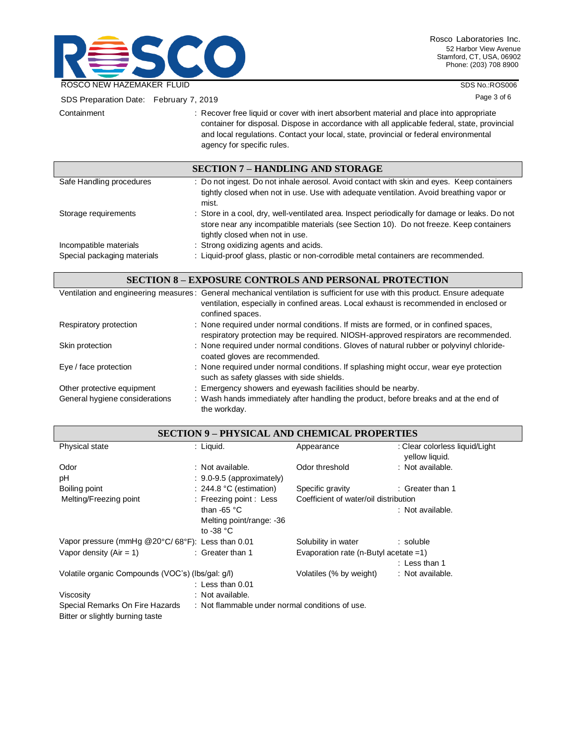Containment : Recover free liquid or cover with inert absorbent material and place into appropriate container for disposal. Dispose in accordance with all applicable federal, state, provincial and local regulations. Contact your local, state, provincial or federal environmental agency for specific rules.

## SECTION 7 – HANDLING AND STORAGE

| | |
|---|---|
| Safe Handling procedures | : Do not ingest. Do not inhale aerosol. Avoid contact with skin and eyes. Keep containers tightly closed when not in use. Use with adequate ventilation. Avoid breathing vapor or mist. |
| Storage requirements | : Store in a cool, dry, well-ventilated area. Inspect periodically for damage or leaks. Do not store near any incompatible materials (see Section 10). Do not freeze. Keep containers tightly closed when not in use. |
| Incompatible materials | : Strong oxidizing agents and acids. |
| Special packaging materials | : Liquid-proof glass, plastic or non-corrodible metal containers are recommended. |

## SECTION 8 – EXPOSURE CONTROLS AND PERSONAL PROTECTION

| | |
|---|---|
| Ventilation and engineering measures | : General mechanical ventilation is sufficient for use with this product. Ensure adequate ventilation, especially in confined areas. Local exhaust is recommended in enclosed or confined spaces. |
| Respiratory protection | : None required under normal conditions. If mists are formed, or in confined spaces, respiratory protection may be required. NIOSH-approved respirators are recommended. |
| Skin protection | : None required under normal conditions. Gloves of natural rubber or polyvinyl chloride-coated gloves are recommended. |
| Eye / face protection | : None required under normal conditions. If splashing might occur, wear eye protection such as safety glasses with side shields. |
| Other protective equipment | : Emergency showers and eyewash facilities should be nearby. |
| General hygiene considerations | : Wash hands immediately after handling the product, before breaks and at the end of the workday. |

## SECTION 9 – PHYSICAL AND CHEMICAL PROPERTIES

| | | | |
|---|---|---|---|
| Physical state | : Liquid. | Appearance | : Clear colorless liquid/Light yellow liquid. |
| Odor | : Not available. | Odor threshold | : Not available. |
| pH | : 9.0-9.5 (approximately) | | |
| Boiling point | : 244.8 °C (estimation) | Specific gravity | : Greater than 1 |
| Melting/Freezing point | : Freezing point : Less than -65 °C<br>Melting point/range: -36 to -38 °C | Coefficient of water/oil distribution | : Not available. |
| Vapor pressure (mmHg @20°C/ 68°F) | : Less than 0.01 | Solubility in water | : soluble |
| Vapor density (Air = 1) | : Greater than 1 | Evaporation rate (n-Butyl acetate =1) | : Less than 1 |
| Volatile organic Compounds (VOC's) (lbs/gal: g/l) | : Less than 0.01 | Volatiles (% by weight) | : Not available. |
| Viscosity | : Not available. | | |
| Special Remarks On Fire Hazards | : Not flammable under normal conditions of use. | | |

Bitter or slightly burning taste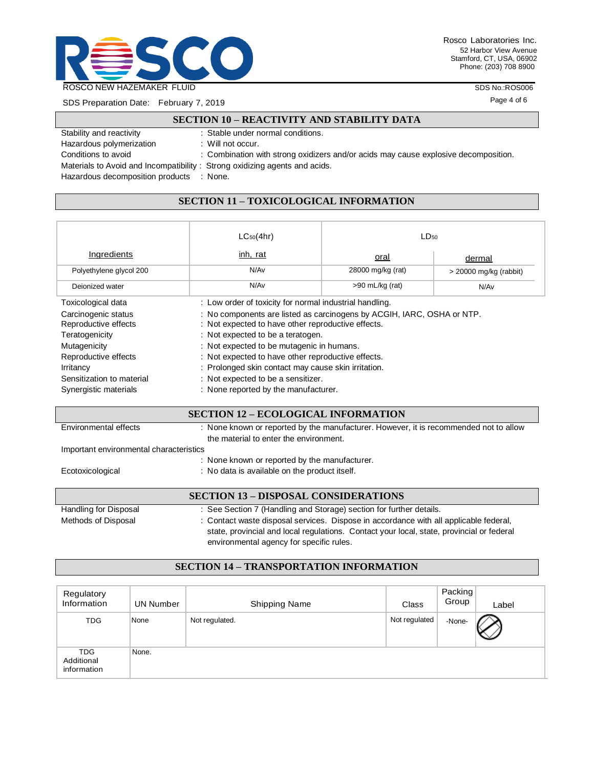## SECTION 10 – REACTIVITY AND STABILITY DATA

Stability and reactivity : Stable under normal conditions.
Hazardous polymerization : Will not occur.
Conditions to avoid : Combination with strong oxidizers and/or acids may cause explosive decomposition.
Materials to Avoid and Incompatibility : Strong oxidizing agents and acids.
Hazardous decomposition products : None.

## SECTION 11 – TOXICOLOGICAL INFORMATION

| Ingredients | $LC_{50}$(4hr) inh, rat | $LD_{50}$ oral | $LD_{50}$ dermal |
|---|---|---|---|
| Polyethylene glycol 200 | N/Av | 28000 mg/kg (rat) | > 20000 mg/kg (rabbit) |
| Deionized water | N/Av | >90 mL/kg (rat) | N/Av |

Toxicological data : Low order of toxicity for normal industrial handling.
Carcinogenic status : No components are listed as carcinogens by ACGIH, IARC, OSHA or NTP.
Reproductive effects : Not expected to have other reproductive effects.
Teratogenicity : Not expected to be a teratogen.
Mutagenicity : Not expected to be mutagenic in humans.
Reproductive effects : Not expected to have other reproductive effects.
Irritancy : Prolonged skin contact may cause skin irritation.
Sensitization to material : Not expected to be a sensitizer.
Synergistic materials : None reported by the manufacturer.

## SECTION 12 – ECOLOGICAL INFORMATION

Environmental effects : None known or reported by the manufacturer. However, it is recommended not to allow the material to enter the environment.
Important environmental characteristics : None known or reported by the manufacturer.
Ecotoxicological : No data is available on the product itself.

## SECTION 13 – DISPOSAL CONSIDERATIONS

Handling for Disposal : See Section 7 (Handling and Storage) section for further details.
Methods of Disposal : Contact waste disposal services. Dispose in accordance with all applicable federal, state, provincial and local regulations. Contact your local, state, provincial or federal environmental agency for specific rules.

## SECTION 14 – TRANSPORTATION INFORMATION

| Regulatory Information | UN Number | Shipping Name | Class | Packing Group | Label |
|---|---|---|---|---|---|
| TDG | None | Not regulated. | Not regulated | -None- | |
| TDG Additional information | None. | | | | |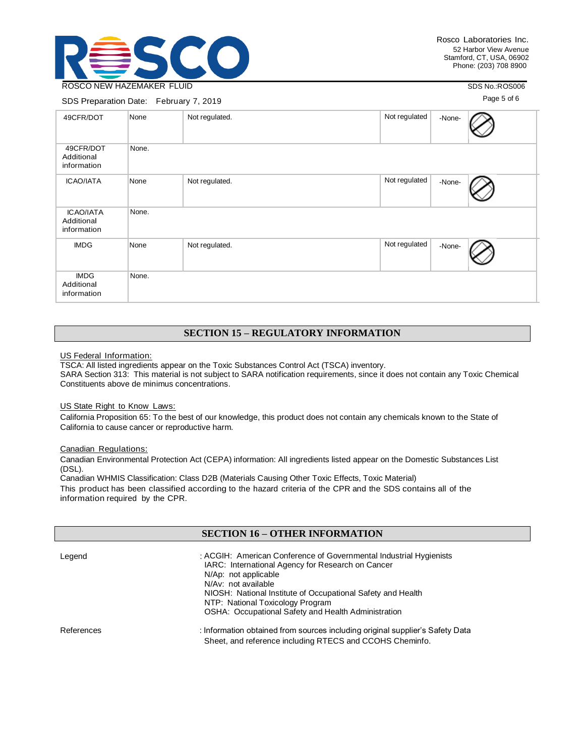| 49CFR/DOT | None | Not regulated. | Not regulated | -None- | |
|---|---|---|---|---|---|
| 49CFR/DOT Additional information | None. | | | | |
| ICAO/IATA | None | Not regulated. | Not regulated | -None- | |
| ICAO/IATA Additional information | None. | | | | |
| IMDG | None | Not regulated. | Not regulated | -None- | |
| IMDG Additional information | None. | | | | |

## SECTION 15 – REGULATORY INFORMATION

US Federal Information:
TSCA: All listed ingredients appear on the Toxic Substances Control Act (TSCA) inventory.
SARA Section 313: This material is not subject to SARA notification requirements, since it does not contain any Toxic Chemical Constituents above de minimus concentrations.

US State Right to Know Laws:
California Proposition 65: To the best of our knowledge, this product does not contain any chemicals known to the State of California to cause cancer or reproductive harm.

Canadian Regulations:
Canadian Environmental Protection Act (CEPA) information: All ingredients listed appear on the Domestic Substances List (DSL).
Canadian WHMIS Classification: Class D2B (Materials Causing Other Toxic Effects, Toxic Material)
This product has been classified according to the hazard criteria of the CPR and the SDS contains all of the information required by the CPR.

## SECTION 16 – OTHER INFORMATION

Legend : ACGIH: American Conference of Governmental Industrial Hygienists
IARC: International Agency for Research on Cancer
N/Ap: not applicable
N/Av: not available
NIOSH: National Institute of Occupational Safety and Health
NTP: National Toxicology Program
OSHA: Occupational Safety and Health Administration

References : Information obtained from sources including original supplier's Safety Data Sheet, and reference including RTECS and CCOHS Cheminfo.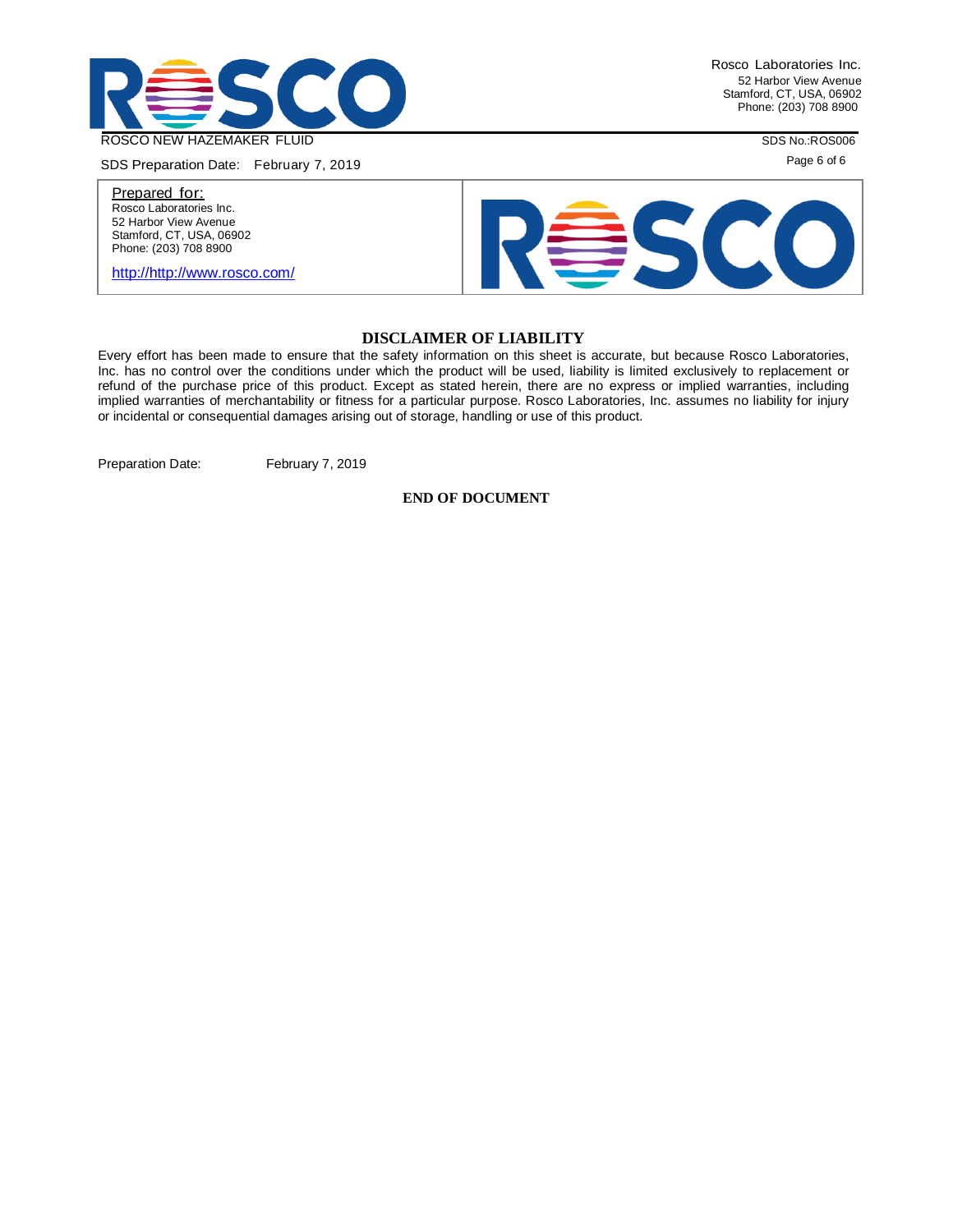Prepared for:
Rosco Laboratories Inc.
52 Harbor View Avenue
Stamford, CT, USA, 06902
Phone: (203) 708 8900

http://http://www.rosco.com/

## DISCLAIMER OF LIABILITY

Every effort has been made to ensure that the safety information on this sheet is accurate, but because Rosco Laboratories, Inc. has no control over the conditions under which the product will be used, liability is limited exclusively to replacement or refund of the purchase price of this product. Except as stated herein, there are no express or implied warranties, including implied warranties of merchantability or fitness for a particular purpose. Rosco Laboratories, Inc. assumes no liability for injury or incidental or consequential damages arising out of storage, handling or use of this product.

Preparation Date: February 7, 2019

**END OF DOCUMENT**